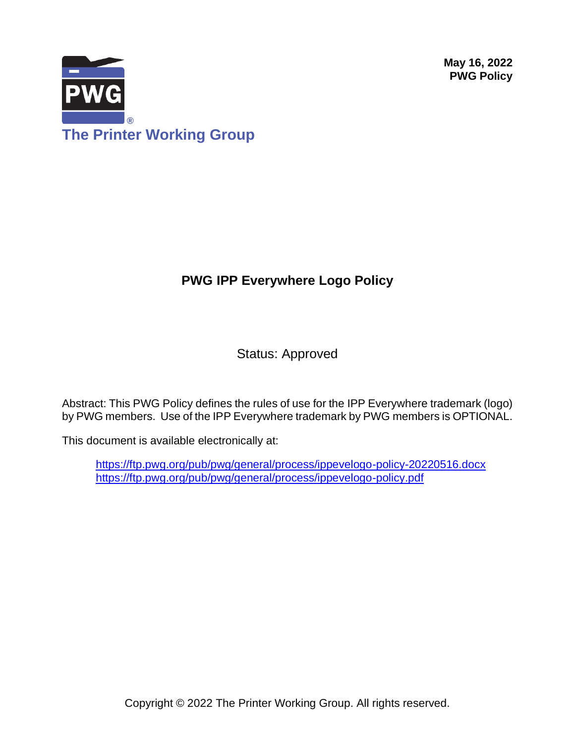May 16, 2022
**PWG Policy**

The Printer Working Group

# PWG IPP Everywhere Logo Policy

Status: Approved

Abstract: This PWG Policy defines the rules of use for the IPP Everywhere trademark (logo) by PWG members. Use of the IPP Everywhere trademark by PWG members is OPTIONAL.

This document is available electronically at:

> https://ftp.pwg.org/pub/pwg/general/process/ippevelogo-policy-20220516.docx
> https://ftp.pwg.org/pub/pwg/general/process/ippevelogo-policy.pdf

Copyright © 2022 The Printer Working Group. All rights reserved.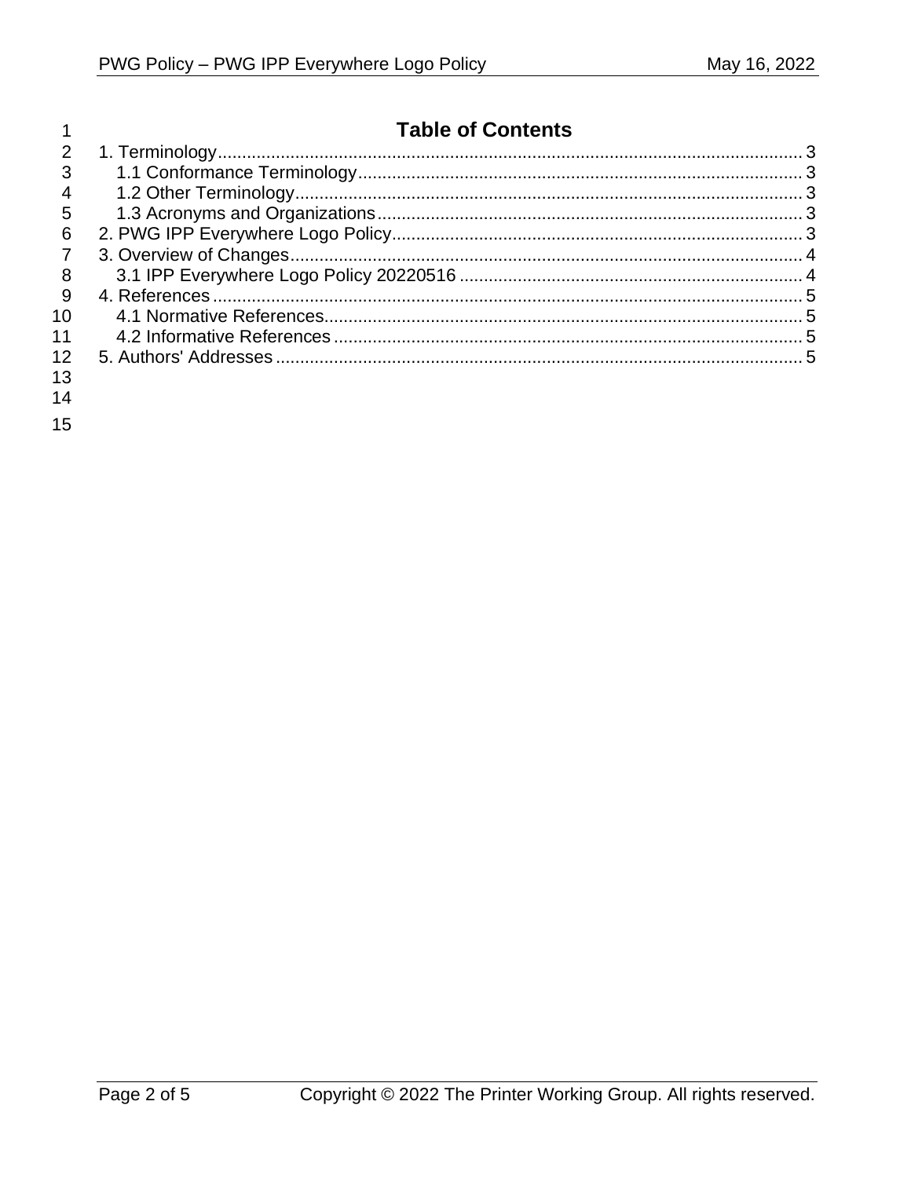# Table of Contents

1. Terminology ........ 3
   1.1 Conformance Terminology ........ 3
   1.2 Other Terminology ........ 3
   1.3 Acronyms and Organizations ........ 3
2. PWG IPP Everywhere Logo Policy ........ 3
3. Overview of Changes ........ 4
   3.1 IPP Everywhere Logo Policy 20220516 ........ 4
4. References ........ 5
   4.1 Normative References ........ 5
   4.2 Informative References ........ 5
5. Authors' Addresses ........ 5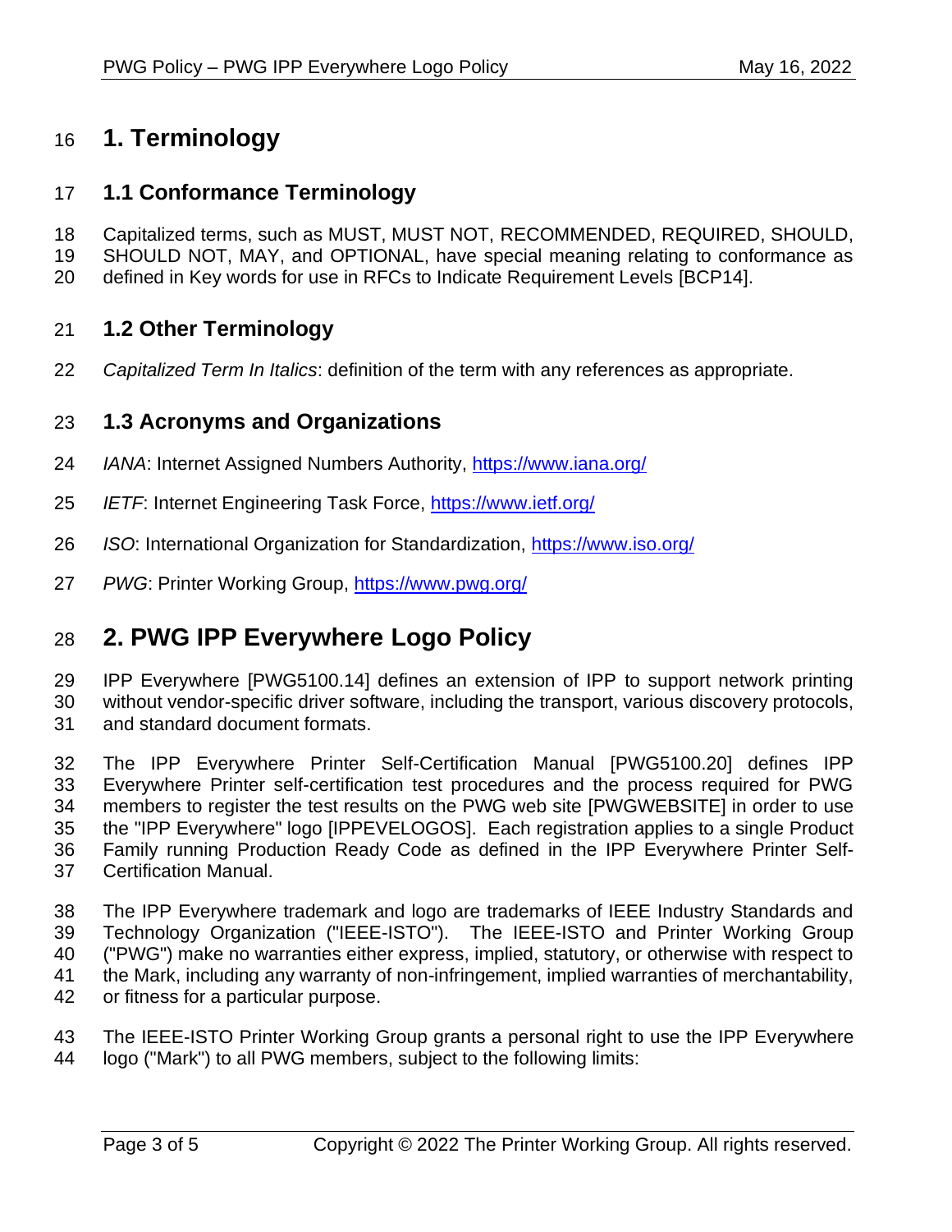# 1. Terminology

## 1.1 Conformance Terminology

Capitalized terms, such as MUST, MUST NOT, RECOMMENDED, REQUIRED, SHOULD, SHOULD NOT, MAY, and OPTIONAL, have special meaning relating to conformance as defined in Key words for use in RFCs to Indicate Requirement Levels [BCP14].

## 1.2 Other Terminology

*Capitalized Term In Italics*: definition of the term with any references as appropriate.

## 1.3 Acronyms and Organizations

*IANA*: Internet Assigned Numbers Authority, https://www.iana.org/

*IETF*: Internet Engineering Task Force, https://www.ietf.org/

*ISO*: International Organization for Standardization, https://www.iso.org/

*PWG*: Printer Working Group, https://www.pwg.org/

# 2. PWG IPP Everywhere Logo Policy

IPP Everywhere [PWG5100.14] defines an extension of IPP to support network printing without vendor-specific driver software, including the transport, various discovery protocols, and standard document formats.

The IPP Everywhere Printer Self-Certification Manual [PWG5100.20] defines IPP Everywhere Printer self-certification test procedures and the process required for PWG members to register the test results on the PWG web site [PWGWEBSITE] in order to use the "IPP Everywhere" logo [IPPEVELOGOS]. Each registration applies to a single Product Family running Production Ready Code as defined in the IPP Everywhere Printer Self-Certification Manual.

The IPP Everywhere trademark and logo are trademarks of IEEE Industry Standards and Technology Organization ("IEEE-ISTO"). The IEEE-ISTO and Printer Working Group ("PWG") make no warranties either express, implied, statutory, or otherwise with respect to the Mark, including any warranty of non-infringement, implied warranties of merchantability, or fitness for a particular purpose.

The IEEE-ISTO Printer Working Group grants a personal right to use the IPP Everywhere logo ("Mark") to all PWG members, subject to the following limits: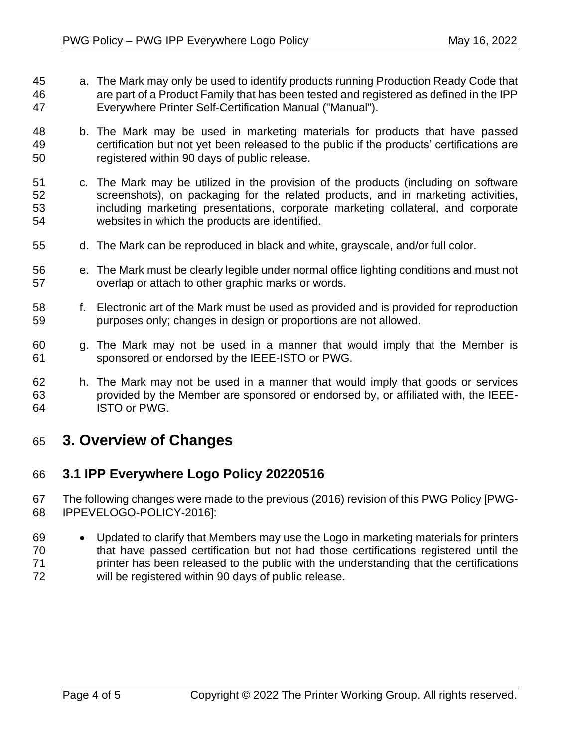a. The Mark may only be used to identify products running Production Ready Code that are part of a Product Family that has been tested and registered as defined in the IPP Everywhere Printer Self-Certification Manual ("Manual").

b. The Mark may be used in marketing materials for products that have passed certification but not yet been released to the public if the products' certifications are registered within 90 days of public release.

c. The Mark may be utilized in the provision of the products (including on software screenshots), on packaging for the related products, and in marketing activities, including marketing presentations, corporate marketing collateral, and corporate websites in which the products are identified.

d. The Mark can be reproduced in black and white, grayscale, and/or full color.

e. The Mark must be clearly legible under normal office lighting conditions and must not overlap or attach to other graphic marks or words.

f. Electronic art of the Mark must be used as provided and is provided for reproduction purposes only; changes in design or proportions are not allowed.

g. The Mark may not be used in a manner that would imply that the Member is sponsored or endorsed by the IEEE-ISTO or PWG.

h. The Mark may not be used in a manner that would imply that goods or services provided by the Member are sponsored or endorsed by, or affiliated with, the IEEE-ISTO or PWG.

# 3. Overview of Changes

## 3.1 IPP Everywhere Logo Policy 20220516

The following changes were made to the previous (2016) revision of this PWG Policy [PWG-IPPEVELOGO-POLICY-2016]:

- Updated to clarify that Members may use the Logo in marketing materials for printers that have passed certification but not had those certifications registered until the printer has been released to the public with the understanding that the certifications will be registered within 90 days of public release.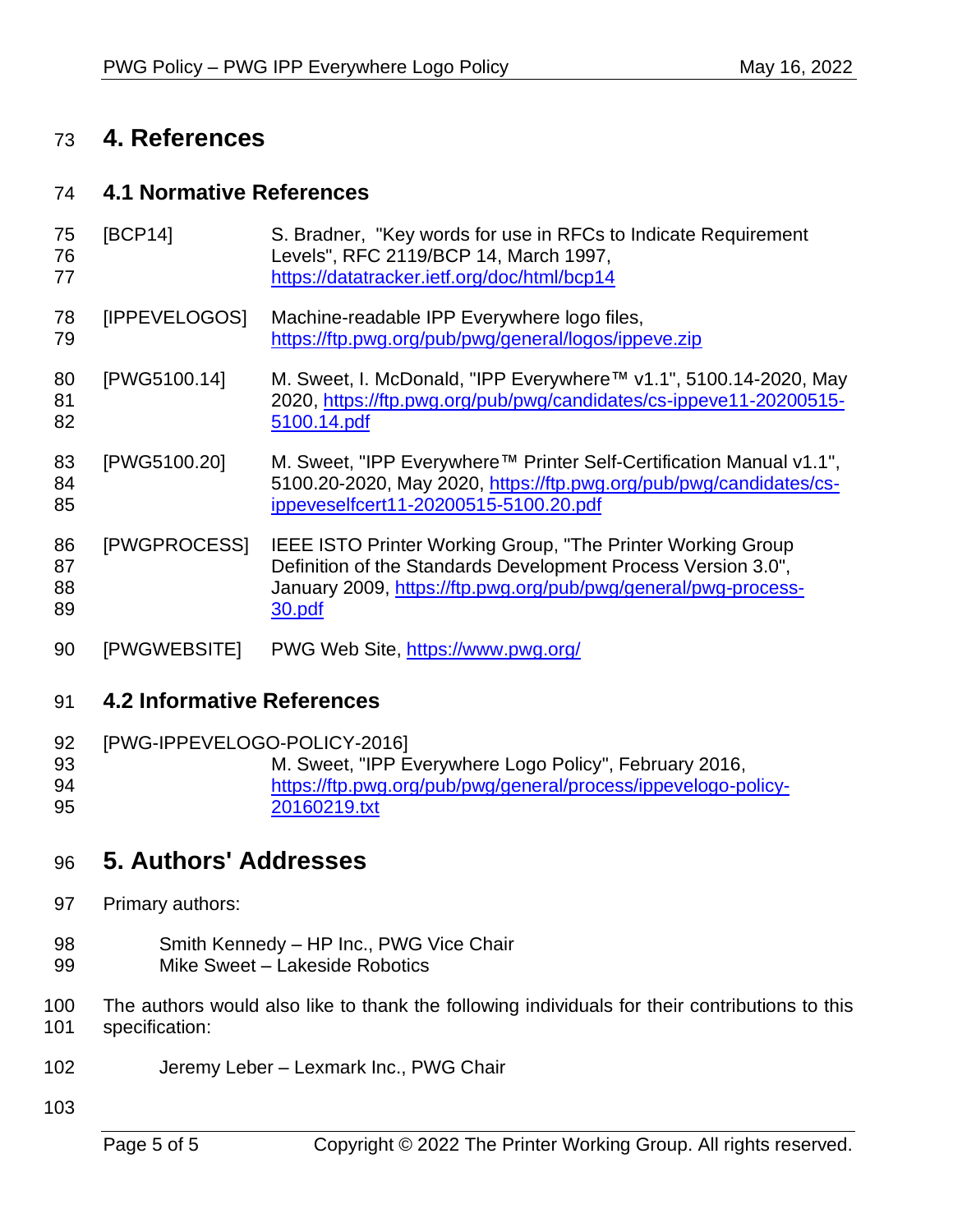# 4. References

## 4.1 Normative References

[BCP14] S. Bradner, "Key words for use in RFCs to Indicate Requirement Levels", RFC 2119/BCP 14, March 1997, https://datatracker.ietf.org/doc/html/bcp14

[IPPEVELOGOS] Machine-readable IPP Everywhere logo files, https://ftp.pwg.org/pub/pwg/general/logos/ippeve.zip

[PWG5100.14] M. Sweet, I. McDonald, "IPP Everywhere™ v1.1", 5100.14-2020, May 2020, https://ftp.pwg.org/pub/pwg/candidates/cs-ippeve11-20200515-5100.14.pdf

[PWG5100.20] M. Sweet, "IPP Everywhere™ Printer Self-Certification Manual v1.1", 5100.20-2020, May 2020, https://ftp.pwg.org/pub/pwg/candidates/cs-ippeveselfcert11-20200515-5100.20.pdf

[PWGPROCESS] IEEE ISTO Printer Working Group, "The Printer Working Group Definition of the Standards Development Process Version 3.0", January 2009, https://ftp.pwg.org/pub/pwg/general/pwg-process-30.pdf

[PWGWEBSITE] PWG Web Site, https://www.pwg.org/

## 4.2 Informative References

[PWG-IPPEVELOGO-POLICY-2016]
M. Sweet, "IPP Everywhere Logo Policy", February 2016, https://ftp.pwg.org/pub/pwg/general/process/ippevelogo-policy-20160219.txt

# 5. Authors' Addresses

Primary authors:

Smith Kennedy – HP Inc., PWG Vice Chair
Mike Sweet – Lakeside Robotics

The authors would also like to thank the following individuals for their contributions to this specification:

Jeremy Leber – Lexmark Inc., PWG Chair